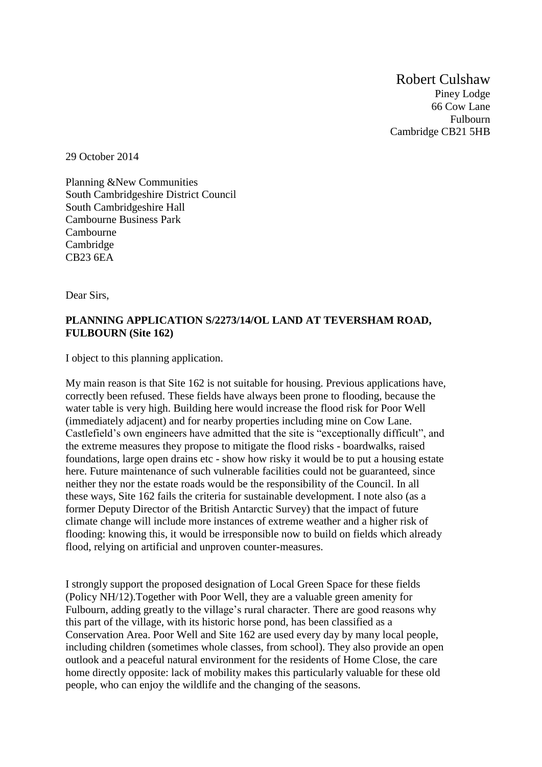Robert Culshaw
Piney Lodge
66 Cow Lane
Fulbourn
Cambridge CB21 5HB

29 October 2014

Planning &New Communities
South Cambridgeshire District Council
South Cambridgeshire Hall
Cambourne Business Park
Cambourne
Cambridge
CB23 6EA

Dear Sirs,

**PLANNING APPLICATION S/2273/14/OL LAND AT TEVERSHAM ROAD, FULBOURN (Site 162)**

I object to this planning application.

My main reason is that Site 162 is not suitable for housing. Previous applications have, correctly been refused. These fields have always been prone to flooding, because the water table is very high. Building here would increase the flood risk for Poor Well (immediately adjacent) and for nearby properties including mine on Cow Lane. Castlefield's own engineers have admitted that the site is "exceptionally difficult", and the extreme measures they propose to mitigate the flood risks - boardwalks, raised foundations, large open drains etc - show how risky it would be to put a housing estate here. Future maintenance of such vulnerable facilities could not be guaranteed, since neither they nor the estate roads would be the responsibility of the Council. In all these ways, Site 162 fails the criteria for sustainable development. I note also (as a former Deputy Director of the British Antarctic Survey) that the impact of future climate change will include more instances of extreme weather and a higher risk of flooding: knowing this, it would be irresponsible now to build on fields which already flood, relying on artificial and unproven counter-measures.

I strongly support the proposed designation of Local Green Space for these fields (Policy NH/12).Together with Poor Well, they are a valuable green amenity for Fulbourn, adding greatly to the village's rural character. There are good reasons why this part of the village, with its historic horse pond, has been classified as a Conservation Area. Poor Well and Site 162 are used every day by many local people, including children (sometimes whole classes, from school). They also provide an open outlook and a peaceful natural environment for the residents of Home Close, the care home directly opposite: lack of mobility makes this particularly valuable for these old people, who can enjoy the wildlife and the changing of the seasons.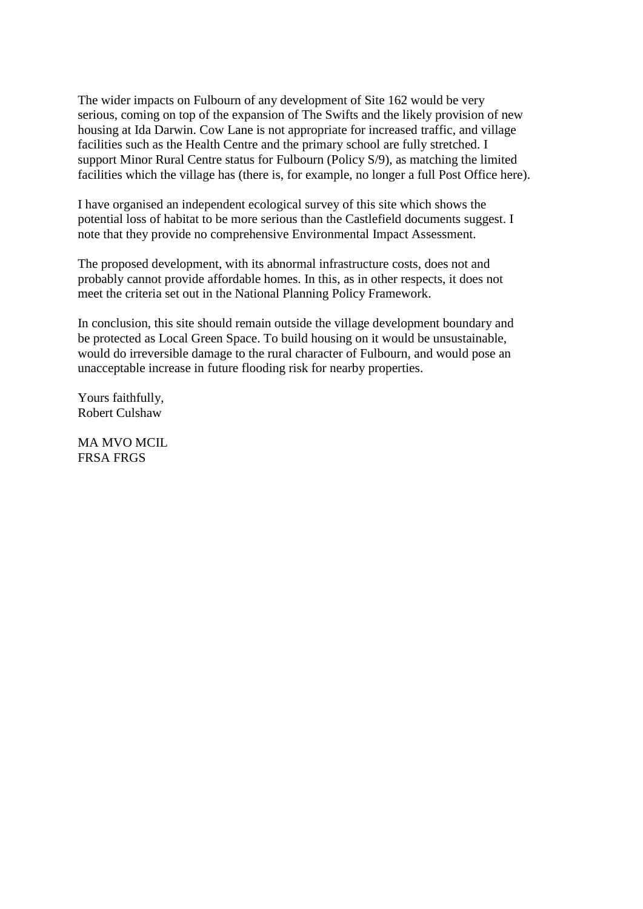The wider impacts on Fulbourn of any development of Site 162 would be very serious, coming on top of the expansion of The Swifts and the likely provision of new housing at Ida Darwin. Cow Lane is not appropriate for increased traffic, and village facilities such as the Health Centre and the primary school are fully stretched. I support Minor Rural Centre status for Fulbourn (Policy S/9), as matching the limited facilities which the village has (there is, for example, no longer a full Post Office here).

I have organised an independent ecological survey of this site which shows the potential loss of habitat to be more serious than the Castlefield documents suggest. I note that they provide no comprehensive Environmental Impact Assessment.

The proposed development, with its abnormal infrastructure costs, does not and probably cannot provide affordable homes. In this, as in other respects, it does not meet the criteria set out in the National Planning Policy Framework.

In conclusion, this site should remain outside the village development boundary and be protected as Local Green Space. To build housing on it would be unsustainable, would do irreversible damage to the rural character of Fulbourn, and would pose an unacceptable increase in future flooding risk for nearby properties.

Yours faithfully,
Robert Culshaw

MA MVO MCIL
FRSA FRGS